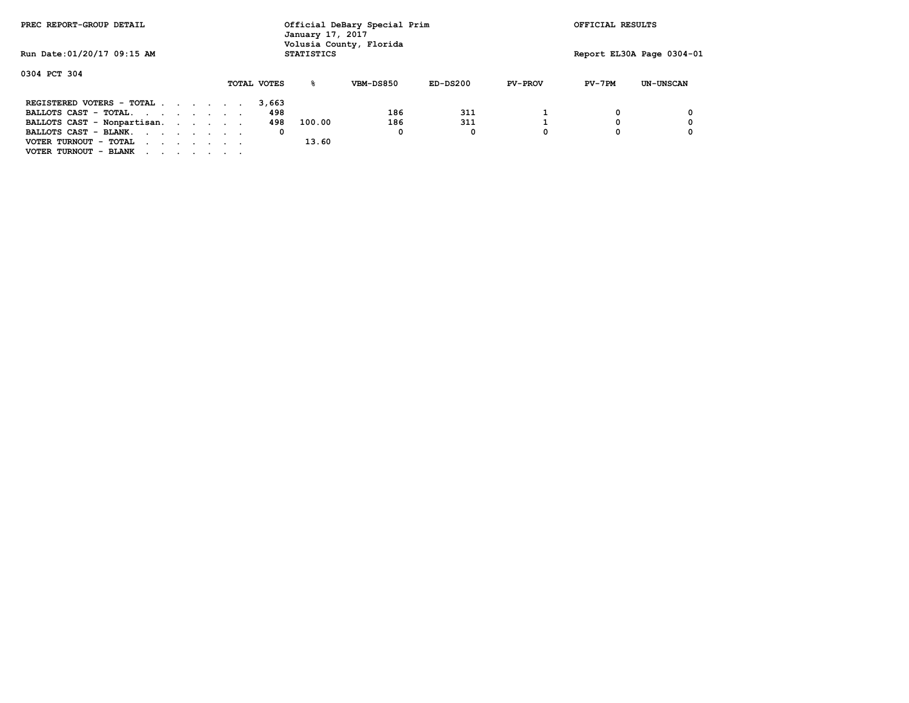PREC REPORT-GROUP DETAIL

Official DeBary Special Prim
January 17, 2017
Volusia County, Florida
STATISTICS

OFFICIAL RESULTS

Run Date:01/20/17 09:15 AM

Report EL30A Page 0304-01

0304 PCT 304

| | TOTAL VOTES | % | VBM-DS850 | ED-DS200 | PV-PROV | PV-7PM | UN-UNSCAN |
|---|---|---|---|---|---|---|---|
| REGISTERED VOTERS - TOTAL . . . . . . . | 3,663 | | | | | | |
| BALLOTS CAST - TOTAL. . . . . . . . | 498 | | 186 | 311 | 1 | 0 | 0 |
| BALLOTS CAST - Nonpartisan. . . . . . | 498 | 100.00 | 186 | 311 | 1 | 0 | 0 |
| BALLOTS CAST - BLANK. . . . . . . . | 0 | | 0 | 0 | 0 | 0 | 0 |
| VOTER TURNOUT - TOTAL . . . . . . . | | 13.60 | | | | | |
| VOTER TURNOUT - BLANK . . . . . . . | | | | | | | |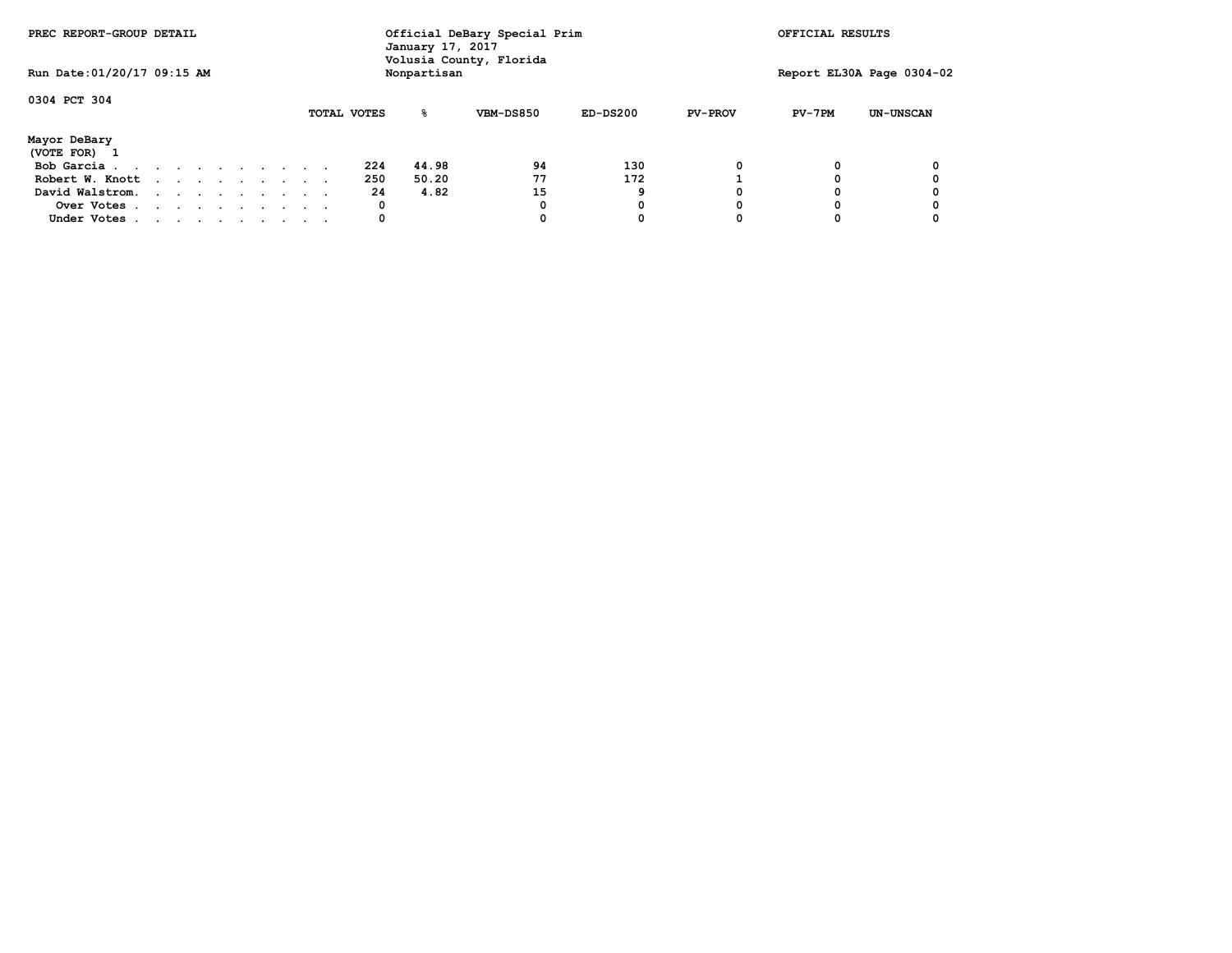PREC REPORT-GROUP DETAIL

Official DeBary Special Prim
January 17, 2017
Volusia County, Florida
Nonpartisan

OFFICIAL RESULTS

Run Date:01/20/17 09:15 AM

Report EL30A Page 0304-02

0304 PCT 304

**Mayor DeBary**
(VOTE FOR) 1

| | TOTAL VOTES | % | VBM-DS850 | ED-DS200 | PV-PROV | PV-7PM | UN-UNSCAN |
|---|---|---|---|---|---|---|---|
| Bob Garcia | 224 | 44.98 | 94 | 130 | 0 | 0 | 0 |
| Robert W. Knott | 250 | 50.20 | 77 | 172 | 1 | 0 | 0 |
| David Walstrom. | 24 | 4.82 | 15 | 9 | 0 | 0 | 0 |
| Over Votes | 0 | | 0 | 0 | 0 | 0 | 0 |
| Under Votes | 0 | | 0 | 0 | 0 | 0 | 0 |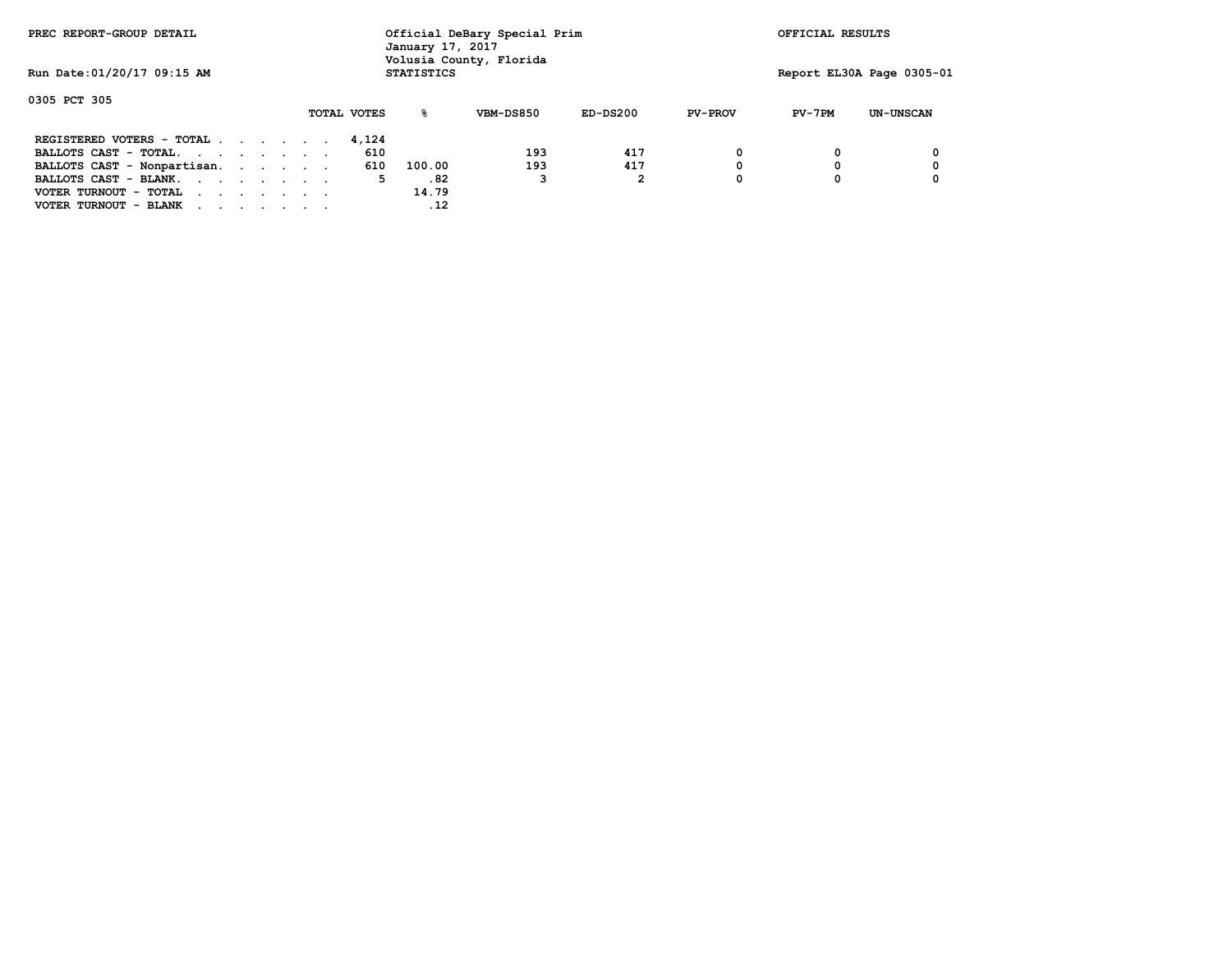PREC REPORT-GROUP DETAIL

Official DeBary Special Prim
January 17, 2017
Volusia County, Florida
STATISTICS

OFFICIAL RESULTS

Run Date:01/20/17 09:15 AM

Report EL30A Page 0305-01

0305 PCT 305

| | TOTAL VOTES | % | VBM-DS850 | ED-DS200 | PV-PROV | PV-7PM | UN-UNSCAN |
|---|---|---|---|---|---|---|---|
| REGISTERED VOTERS - TOTAL . . . . . . . | 4,124 | | | | | | |
| BALLOTS CAST - TOTAL. . . . . . . . | 610 | | 193 | 417 | 0 | 0 | 0 |
| BALLOTS CAST - Nonpartisan. . . . . . | 610 | 100.00 | 193 | 417 | 0 | 0 | 0 |
| BALLOTS CAST - BLANK. . . . . . . . | 5 | .82 | 3 | 2 | 0 | 0 | 0 |
| VOTER TURNOUT - TOTAL . . . . . . . | | 14.79 | | | | | |
| VOTER TURNOUT - BLANK . . . . . . . | | .12 | | | | | |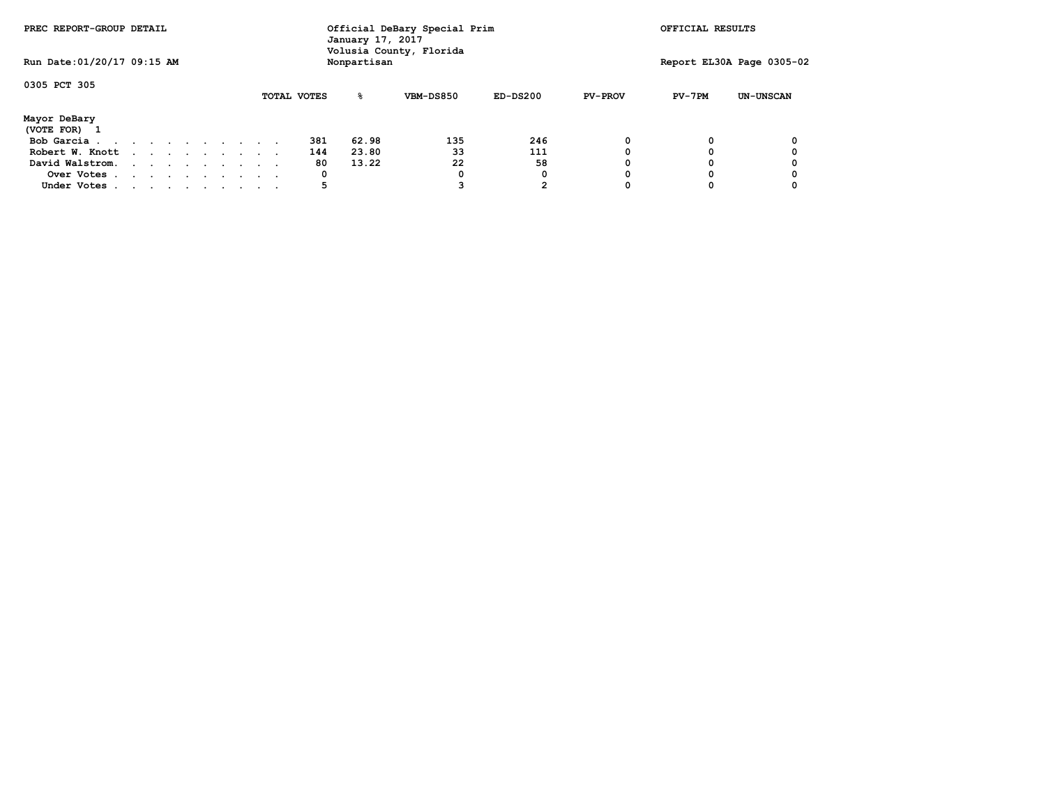PREC REPORT-GROUP DETAIL

Official DeBary Special Prim
January 17, 2017
Volusia County, Florida
Nonpartisan

OFFICIAL RESULTS

Run Date:01/20/17 09:15 AM

Report EL30A Page 0305-02

0305 PCT 305

| | TOTAL VOTES | % | VBM-DS850 | ED-DS200 | PV-PROV | PV-7PM | UN-UNSCAN |
|---|---|---|---|---|---|---|---|
| **Mayor DeBary** | | | | | | | |
| **(VOTE FOR) 1** | | | | | | | |
| Bob Garcia | 381 | 62.98 | 135 | 246 | 0 | 0 | 0 |
| Robert W. Knott | 144 | 23.80 | 33 | 111 | 0 | 0 | 0 |
| David Walstrom | 80 | 13.22 | 22 | 58 | 0 | 0 | 0 |
| Over Votes | 0 | | 0 | 0 | 0 | 0 | 0 |
| Under Votes | 5 | | 3 | 2 | 0 | 0 | 0 |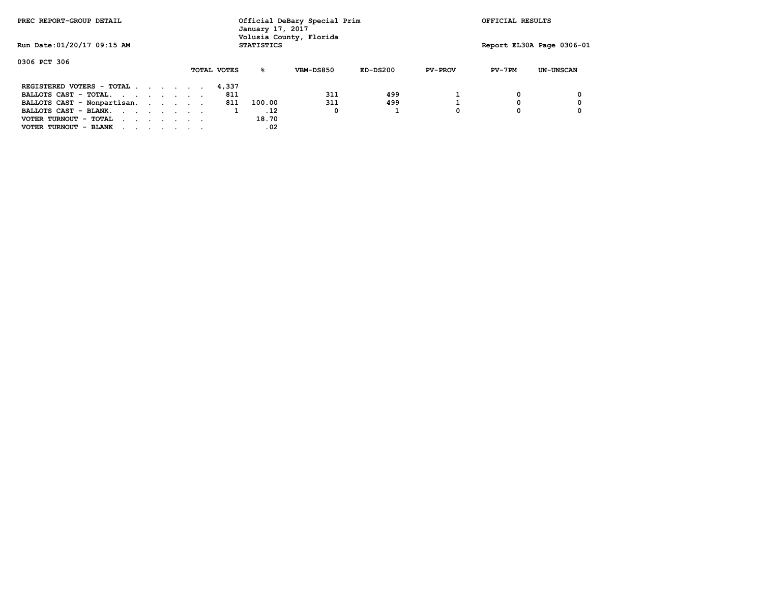PREC REPORT-GROUP DETAIL

Official DeBary Special Prim
January 17, 2017
Volusia County, Florida
STATISTICS

OFFICIAL RESULTS

Run Date:01/20/17 09:15 AM

Report EL30A Page 0306-01

0306 PCT 306

| | TOTAL VOTES | % | VBM-DS850 | ED-DS200 | PV-PROV | PV-7PM | UN-UNSCAN |
|---|---|---|---|---|---|---|---|
| REGISTERED VOTERS - TOTAL . . . . . . . | 4,337 | | | | | | |
| BALLOTS CAST - TOTAL. . . . . . . . | 811 | | 311 | 499 | 1 | 0 | 0 |
| BALLOTS CAST - Nonpartisan. . . . . . | 811 | 100.00 | 311 | 499 | 1 | 0 | 0 |
| BALLOTS CAST - BLANK. . . . . . . . | 1 | .12 | 0 | 1 | 0 | 0 | 0 |
| VOTER TURNOUT - TOTAL . . . . . . . . | | 18.70 | | | | | |
| VOTER TURNOUT - BLANK . . . . . . . . | | .02 | | | | | |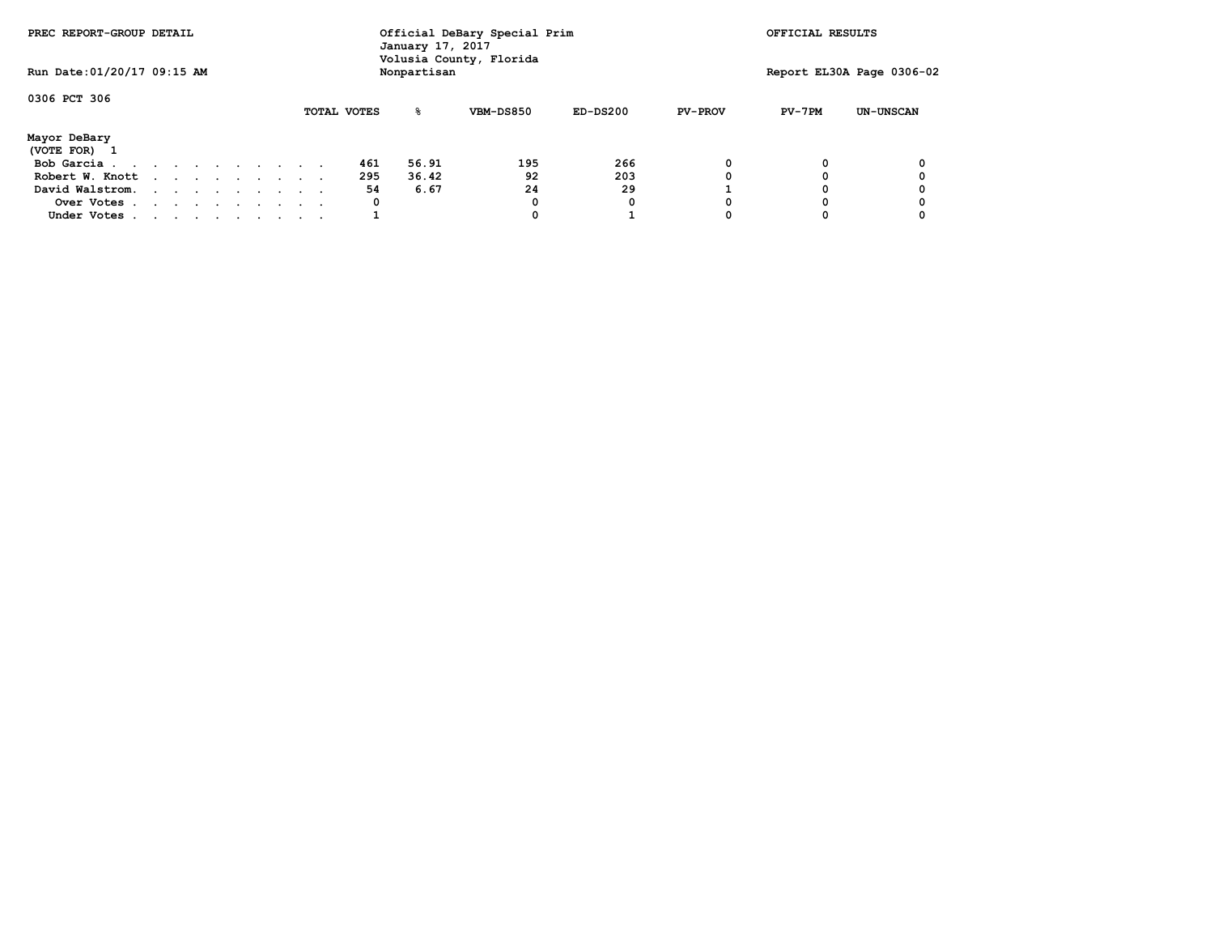PREC REPORT-GROUP DETAIL

Official DeBary Special Prim
January 17, 2017
Volusia County, Florida
Nonpartisan

OFFICIAL RESULTS

Run Date:01/20/17 09:15 AM

Report EL30A Page 0306-02

0306 PCT 306

| | TOTAL VOTES | % | VBM-DS850 | ED-DS200 | PV-PROV | PV-7PM | UN-UNSCAN |
|---|---|---|---|---|---|---|---|
| **Mayor DeBary** | | | | | | | |
| **(VOTE FOR) 1** | | | | | | | |
| Bob Garcia | 461 | 56.91 | 195 | 266 | 0 | 0 | 0 |
| Robert W. Knott | 295 | 36.42 | 92 | 203 | 0 | 0 | 0 |
| David Walstrom | 54 | 6.67 | 24 | 29 | 1 | 0 | 0 |
| Over Votes | 0 | | 0 | 0 | 0 | 0 | 0 |
| Under Votes | 1 | | 0 | 1 | 0 | 0 | 0 |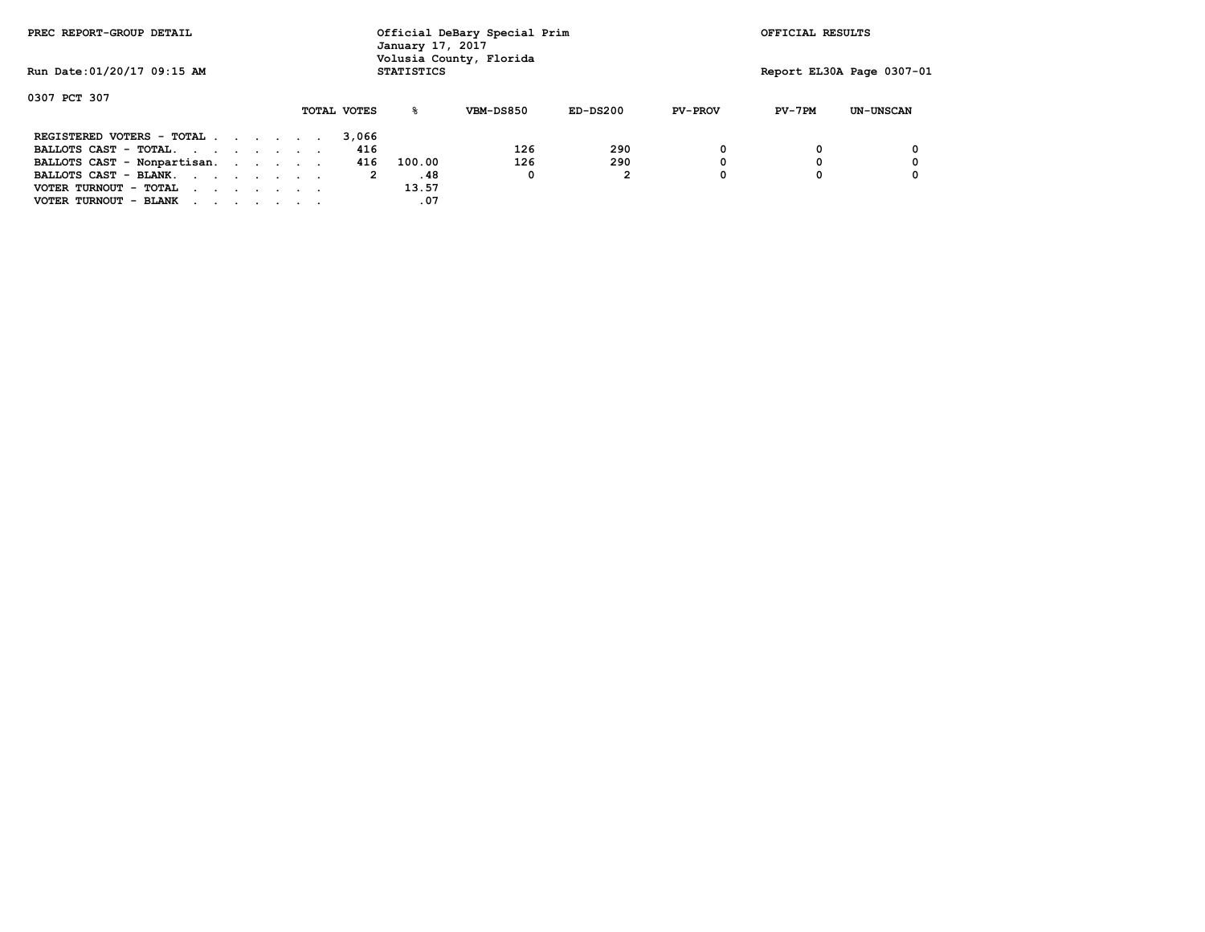PREC REPORT-GROUP DETAIL

Official DeBary Special Prim
January 17, 2017
Volusia County, Florida
STATISTICS

OFFICIAL RESULTS

Run Date:01/20/17 09:15 AM

Report EL30A Page 0307-01

0307 PCT 307

| | TOTAL VOTES | % | VBM-DS850 | ED-DS200 | PV-PROV | PV-7PM | UN-UNSCAN |
|---|---|---|---|---|---|---|---|
| REGISTERED VOTERS - TOTAL . . . . . . . | 3,066 | | | | | | |
| BALLOTS CAST - TOTAL. . . . . . . . | 416 | | 126 | 290 | 0 | 0 | 0 |
| BALLOTS CAST - Nonpartisan. . . . . . | 416 | 100.00 | 126 | 290 | 0 | 0 | 0 |
| BALLOTS CAST - BLANK. . . . . . . . | 2 | .48 | 0 | 2 | 0 | 0 | 0 |
| VOTER TURNOUT - TOTAL . . . . . . . . | | 13.57 | | | | | |
| VOTER TURNOUT - BLANK . . . . . . . . | | .07 | | | | | |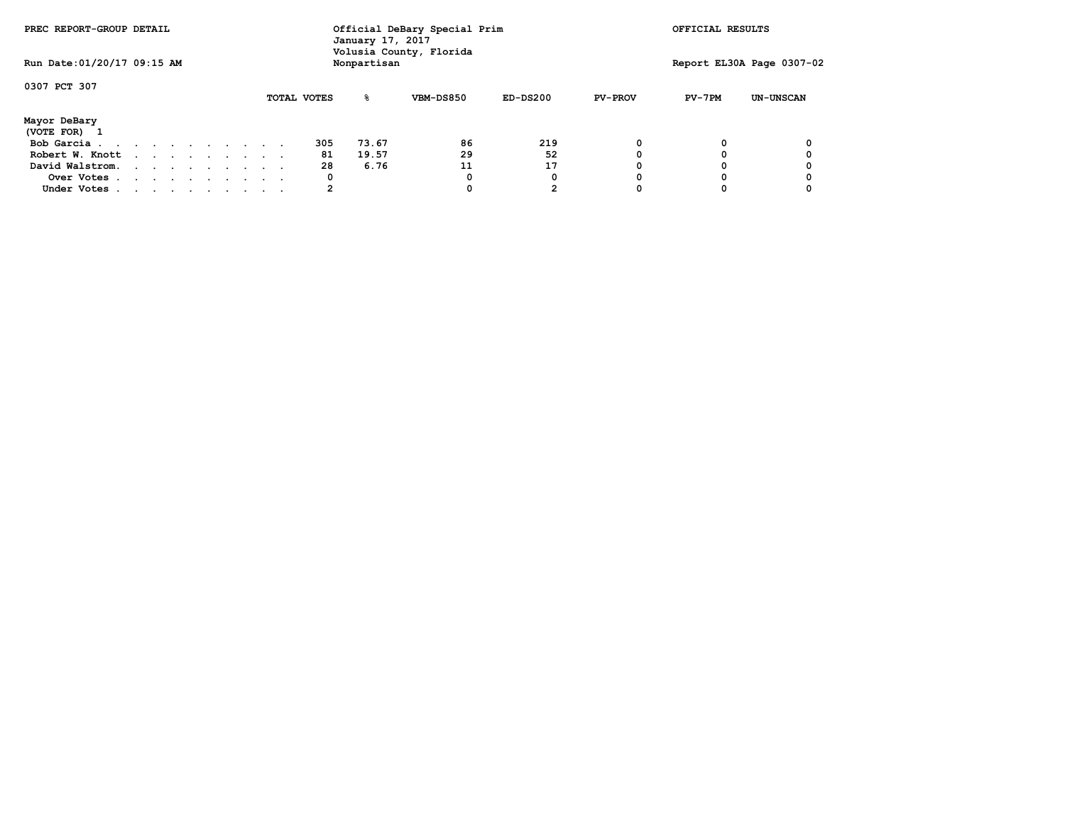PREC REPORT-GROUP DETAIL

Official DeBary Special Prim
January 17, 2017
Volusia County, Florida
Nonpartisan

OFFICIAL RESULTS

Run Date:01/20/17 09:15 AM

Report EL30A Page 0307-02

0307 PCT 307

Mayor DeBary
(VOTE FOR) 1

| | TOTAL VOTES | % | VBM-DS850 | ED-DS200 | PV-PROV | PV-7PM | UN-UNSCAN |
|---|---|---|---|---|---|---|---|
| Bob Garcia | 305 | 73.67 | 86 | 219 | 0 | 0 | 0 |
| Robert W. Knott | 81 | 19.57 | 29 | 52 | 0 | 0 | 0 |
| David Walstrom | 28 | 6.76 | 11 | 17 | 0 | 0 | 0 |
| Over Votes | 0 | | 0 | 0 | 0 | 0 | 0 |
| Under Votes | 2 | | 0 | 2 | 0 | 0 | 0 |